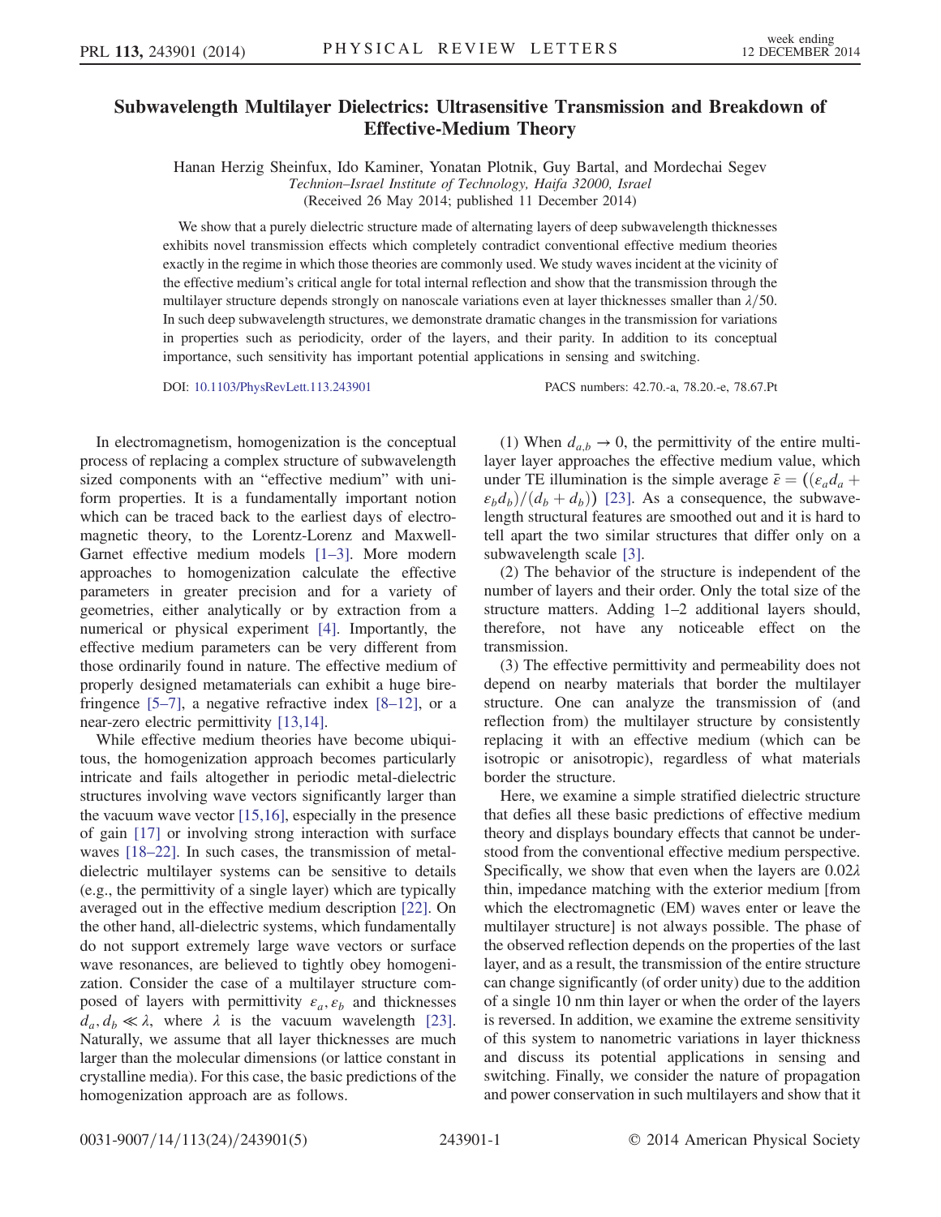# Subwavelength Multilayer Dielectrics: Ultrasensitive Transmission and Breakdown of Effective-Medium Theory

Hanan Herzig Sheinfux, Ido Kaminer, Yonatan Plotnik, Guy Bartal, and Mordechai Segev

*Technion–Israel Institute of Technology, Haifa 32000, Israel*

(Received 26 May 2014; published 11 December 2014)

We show that a purely dielectric structure made of alternating layers of deep subwavelength thicknesses exhibits novel transmission effects which completely contradict conventional effective medium theories exactly in the regime in which those theories are commonly used. We study waves incident at the vicinity of the effective medium's critical angle for total internal reflection and show that the transmission through the multilayer structure depends strongly on nanoscale variations even at layer thicknesses smaller than $\lambda/50$. In such deep subwavelength structures, we demonstrate dramatic changes in the transmission for variations in properties such as periodicity, order of the layers, and their parity. In addition to its conceptual importance, such sensitivity has important potential applications in sensing and switching.

DOI: 10.1103/PhysRevLett.113.243901 PACS numbers: 42.70.-a, 78.20.-e, 78.67.Pt

In electromagnetism, homogenization is the conceptual process of replacing a complex structure of subwavelength sized components with an "effective medium" with uniform properties. It is a fundamentally important notion which can be traced back to the earliest days of electromagnetic theory, to the Lorentz-Lorenz and Maxwell-Garnet effective medium models [1–3]. More modern approaches to homogenization calculate the effective parameters in greater precision and for a variety of geometries, either analytically or by extraction from a numerical or physical experiment [4]. Importantly, the effective medium parameters can be very different from those ordinarily found in nature. The effective medium of properly designed metamaterials can exhibit a huge birefringence [5–7], a negative refractive index [8–12], or a near-zero electric permittivity [13,14].

While effective medium theories have become ubiquitous, the homogenization approach becomes particularly intricate and fails altogether in periodic metal-dielectric structures involving wave vectors significantly larger than the vacuum wave vector [15,16], especially in the presence of gain [17] or involving strong interaction with surface waves [18–22]. In such cases, the transmission of metal-dielectric multilayer systems can be sensitive to details (e.g., the permittivity of a single layer) which are typically averaged out in the effective medium description [22]. On the other hand, all-dielectric systems, which fundamentally do not support extremely large wave vectors or surface wave resonances, are believed to tightly obey homogenization. Consider the case of a multilayer structure composed of layers with permittivity $\varepsilon_a, \varepsilon_b$ and thicknesses $d_a, d_b \ll \lambda$, where $\lambda$ is the vacuum wavelength [23]. Naturally, we assume that all layer thicknesses are much larger than the molecular dimensions (or lattice constant in crystalline media). For this case, the basic predictions of the homogenization approach are as follows.

(1) When $d_{a,b} \to 0$, the permittivity of the entire multilayer layer approaches the effective medium value, which under TE illumination is the simple average $\bar{\varepsilon} = ((\varepsilon_a d_a + \varepsilon_b d_b)/(d_b + d_b))$ [23]. As a consequence, the subwavelength structural features are smoothed out and it is hard to tell apart the two similar structures that differ only on a subwavelength scale [3].

(2) The behavior of the structure is independent of the number of layers and their order. Only the total size of the structure matters. Adding 1–2 additional layers should, therefore, not have any noticeable effect on the transmission.

(3) The effective permittivity and permeability does not depend on nearby materials that border the multilayer structure. One can analyze the transmission of (and reflection from) the multilayer structure by consistently replacing it with an effective medium (which can be isotropic or anisotropic), regardless of what materials border the structure.

Here, we examine a simple stratified dielectric structure that defies all these basic predictions of effective medium theory and displays boundary effects that cannot be understood from the conventional effective medium perspective. Specifically, we show that even when the layers are $0.02\lambda$ thin, impedance matching with the exterior medium [from which the electromagnetic (EM) waves enter or leave the multilayer structure] is not always possible. The phase of the observed reflection depends on the properties of the last layer, and as a result, the transmission of the entire structure can change significantly (of order unity) due to the addition of a single 10 nm thin layer or when the order of the layers is reversed. In addition, we examine the extreme sensitivity of this system to nanometric variations in layer thickness and discuss its potential applications in sensing and switching. Finally, we consider the nature of propagation and power conservation in such multilayers and show that it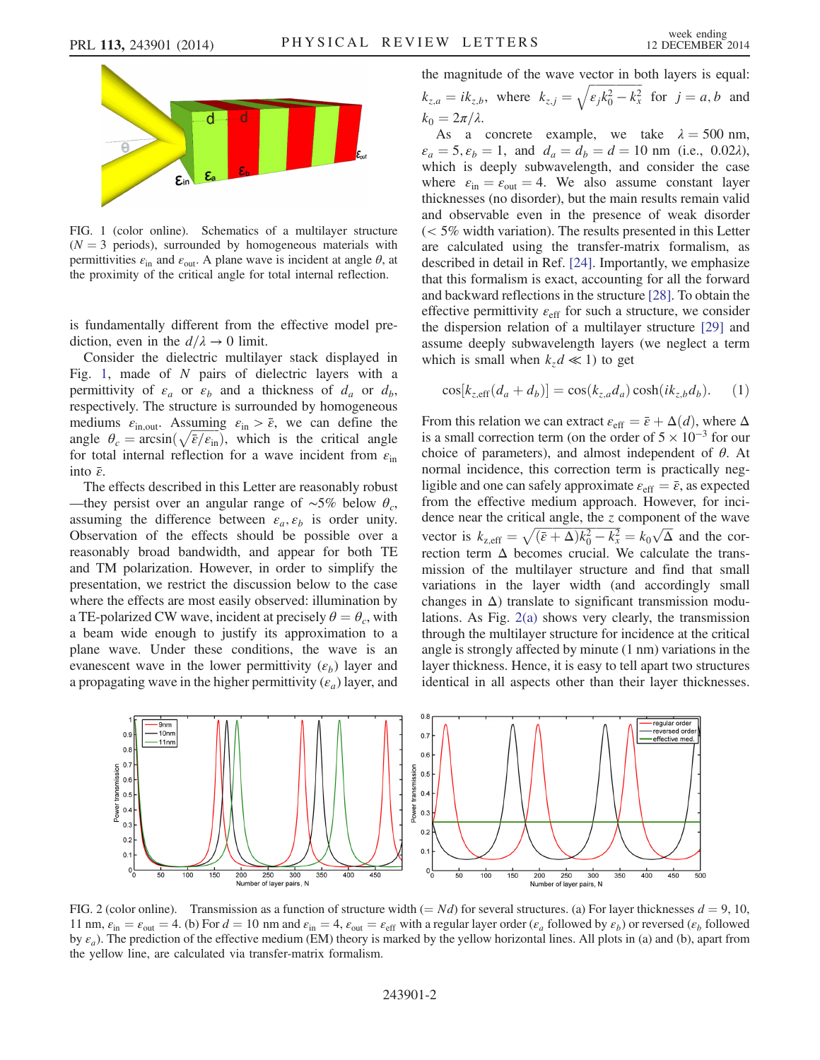FIG. 1 (color online). Schematics of a multilayer structure ($N = 3$ periods), surrounded by homogeneous materials with permittivities $\varepsilon_{in}$ and $\varepsilon_{out}$. A plane wave is incident at angle $\theta$, at the proximity of the critical angle for total internal reflection.

is fundamentally different from the effective model prediction, even in the $d/\lambda \to 0$ limit.

Consider the dielectric multilayer stack displayed in Fig. 1, made of $N$ pairs of dielectric layers with a permittivity of $\varepsilon_a$ or $\varepsilon_b$ and a thickness of $d_a$ or $d_b$, respectively. The structure is surrounded by homogeneous mediums $\varepsilon_{in,out}$. Assuming $\varepsilon_{in} > \bar{\varepsilon}$, we can define the angle $\theta_c = \arcsin(\sqrt{\bar{\varepsilon}/\varepsilon_{in}})$, which is the critical angle for total internal reflection for a wave incident from $\varepsilon_{in}$ into $\bar{\varepsilon}$.

The effects described in this Letter are reasonably robust —they persist over an angular range of ~5% below $\theta_c$, assuming the difference between $\varepsilon_a, \varepsilon_b$ is order unity. Observation of the effects should be possible over a reasonably broad bandwidth, and appear for both TE and TM polarization. However, in order to simplify the presentation, we restrict the discussion below to the case where the effects are most easily observed: illumination by a TE-polarized CW wave, incident at precisely $\theta = \theta_c$, with a beam wide enough to justify its approximation to a plane wave. Under these conditions, the wave is an evanescent wave in the lower permittivity ($\varepsilon_b$) layer and a propagating wave in the higher permittivity ($\varepsilon_a$) layer, and the magnitude of the wave vector in both layers is equal: $k_{z,a} = ik_{z,b}$, where $k_{z,j} = \sqrt{\varepsilon_j k_0^2 - k_x^2}$ for $j = a, b$ and $k_0 = 2\pi/\lambda$.

As a concrete example, we take $\lambda = 500$ nm, $\varepsilon_a = 5, \varepsilon_b = 1$, and $d_a = d_b = d = 10$ nm (i.e., $0.02\lambda$), which is deeply subwavelength, and consider the case where $\varepsilon_{in} = \varepsilon_{out} = 4$. We also assume constant layer thicknesses (no disorder), but the main results remain valid and observable even in the presence of weak disorder (< 5% width variation). The results presented in this Letter are calculated using the transfer-matrix formalism, as described in detail in Ref. [24]. Importantly, we emphasize that this formalism is exact, accounting for all the forward and backward reflections in the structure [28]. To obtain the effective permittivity $\varepsilon_{eff}$ for such a structure, we consider the dispersion relation of a multilayer structure [29] and assume deeply subwavelength layers (we neglect a term which is small when $k_z d \ll 1$) to get

$$\cos[k_{z,\text{eff}}(d_a + d_b)] = \cos(k_{z,a}d_a)\cosh(ik_{z,b}d_b). \quad (1)$$

From this relation we can extract $\varepsilon_{eff} = \bar{\varepsilon} + \Delta(d)$, where $\Delta$ is a small correction term (on the order of $5 \times 10^{-3}$ for our choice of parameters), and almost independent of $\theta$. At normal incidence, this correction term is practically negligible and one can safely approximate $\varepsilon_{eff} = \bar{\varepsilon}$, as expected from the effective medium approach. However, for incidence near the critical angle, the $z$ component of the wave vector is $k_{z,\text{eff}} = \sqrt{(\bar{\varepsilon} + \Delta)k_0^2 - k_x^2} = k_0\sqrt{\Delta}$ and the correction term $\Delta$ becomes crucial. We calculate the transmission of the multilayer structure and find that small variations in the layer width (and accordingly small changes in $\Delta$) translate to significant transmission modulations. As Fig. 2(a) shows very clearly, the transmission through the multilayer structure for incidence at the critical angle is strongly affected by minute (1 nm) variations in the layer thickness. Hence, it is easy to tell apart two structures identical in all aspects other than their layer thicknesses.

FIG. 2 (color online). Transmission as a function of structure width ($= Nd$) for several structures. (a) For layer thicknesses $d = 9$, 10, 11 nm, $\varepsilon_{in} = \varepsilon_{out} = 4$. (b) For $d = 10$ nm and $\varepsilon_{in} = 4$, $\varepsilon_{out} = \varepsilon_{eff}$ with a regular layer order ($\varepsilon_a$ followed by $\varepsilon_b$) or reversed ($\varepsilon_b$ followed by $\varepsilon_a$). The prediction of the effective medium (EM) theory is marked by the yellow horizontal lines. All plots in (a) and (b), apart from the yellow line, are calculated via transfer-matrix formalism.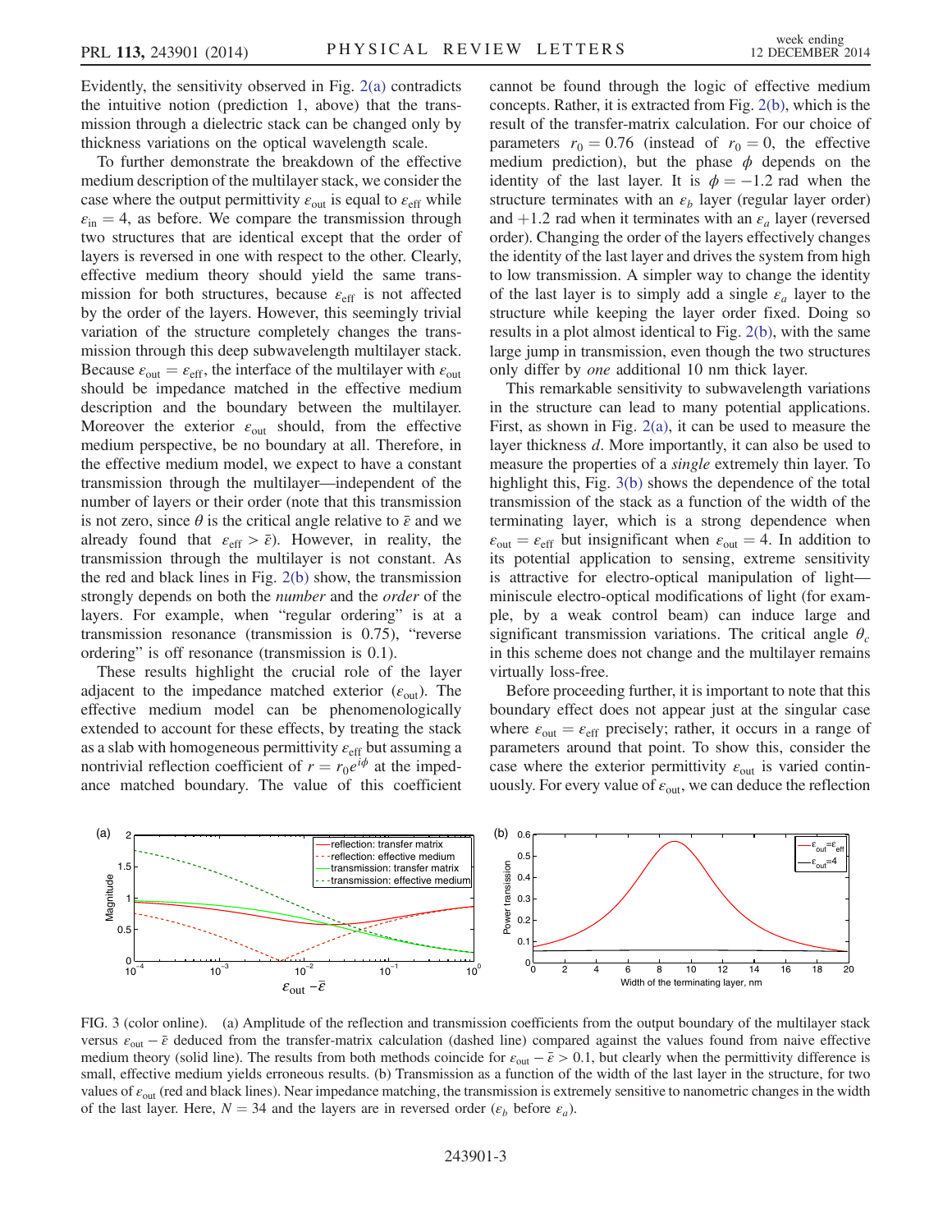Evidently, the sensitivity observed in Fig. 2(a) contradicts the intuitive notion (prediction 1, above) that the transmission through a dielectric stack can be changed only by thickness variations on the optical wavelength scale.

To further demonstrate the breakdown of the effective medium description of the multilayer stack, we consider the case where the output permittivity $\varepsilon_{\mathrm{out}}$ is equal to $\varepsilon_{\mathrm{eff}}$ while $\varepsilon_{\mathrm{in}} = 4$, as before. We compare the transmission through two structures that are identical except that the order of layers is reversed in one with respect to the other. Clearly, effective medium theory should yield the same transmission for both structures, because $\varepsilon_{\mathrm{eff}}$ is not affected by the order of the layers. However, this seemingly trivial variation of the structure completely changes the transmission through this deep subwavelength multilayer stack. Because $\varepsilon_{\mathrm{out}} = \varepsilon_{\mathrm{eff}}$, the interface of the multilayer with $\varepsilon_{\mathrm{out}}$ should be impedance matched in the effective medium description and the boundary between the multilayer. Moreover the exterior $\varepsilon_{\mathrm{out}}$ should, from the effective medium perspective, be no boundary at all. Therefore, in the effective medium model, we expect to have a constant transmission through the multilayer—independent of the number of layers or their order (note that this transmission is not zero, since $\theta$ is the critical angle relative to $\bar{\varepsilon}$ and we already found that $\varepsilon_{\mathrm{eff}} > \bar{\varepsilon}$). However, in reality, the transmission through the multilayer is not constant. As the red and black lines in Fig. 2(b) show, the transmission strongly depends on both the *number* and the *order* of the layers. For example, when "regular ordering" is at a transmission resonance (transmission is 0.75), "reverse ordering" is off resonance (transmission is 0.1).

These results highlight the crucial role of the layer adjacent to the impedance matched exterior ($\varepsilon_{\mathrm{out}}$). The effective medium model can be phenomenologically extended to account for these effects, by treating the stack as a slab with homogeneous permittivity $\varepsilon_{\mathrm{eff}}$ but assuming a nontrivial reflection coefficient of $r = r_0 e^{i\phi}$ at the impedance matched boundary. The value of this coefficient cannot be found through the logic of effective medium concepts. Rather, it is extracted from Fig. 2(b), which is the result of the transfer-matrix calculation. For our choice of parameters $r_0 = 0.76$ (instead of $r_0 = 0$, the effective medium prediction), but the phase $\phi$ depends on the identity of the last layer. It is $\phi = -1.2$ rad when the structure terminates with an $\varepsilon_b$ layer (regular layer order) and $+1.2$ rad when it terminates with an $\varepsilon_a$ layer (reversed order). Changing the order of the layers effectively changes the identity of the last layer and drives the system from high to low transmission. A simpler way to change the identity of the last layer is to simply add a single $\varepsilon_a$ layer to the structure while keeping the layer order fixed. Doing so results in a plot almost identical to Fig. 2(b), with the same large jump in transmission, even though the two structures only differ by *one* additional 10 nm thick layer.

This remarkable sensitivity to subwavelength variations in the structure can lead to many potential applications. First, as shown in Fig. 2(a), it can be used to measure the layer thickness $d$. More importantly, it can also be used to measure the properties of a *single* extremely thin layer. To highlight this, Fig. 3(b) shows the dependence of the total transmission of the stack as a function of the width of the terminating layer, which is a strong dependence when $\varepsilon_{\mathrm{out}} = \varepsilon_{\mathrm{eff}}$ but insignificant when $\varepsilon_{\mathrm{out}} = 4$. In addition to its potential application to sensing, extreme sensitivity is attractive for electro-optical manipulation of light—miniscule electro-optical modifications of light (for example, by a weak control beam) can induce large and significant transmission variations. The critical angle $\theta_c$ in this scheme does not change and the multilayer remains virtually loss-free.

Before proceeding further, it is important to note that this boundary effect does not appear just at the singular case where $\varepsilon_{\mathrm{out}} = \varepsilon_{\mathrm{eff}}$ precisely; rather, it occurs in a range of parameters around that point. To show this, consider the case where the exterior permittivity $\varepsilon_{\mathrm{out}}$ is varied continuously. For every value of $\varepsilon_{\mathrm{out}}$, we can deduce the reflection

FIG. 3 (color online). (a) Amplitude of the reflection and transmission coefficients from the output boundary of the multilayer stack versus $\varepsilon_{\mathrm{out}} - \bar{\varepsilon}$ deduced from the transfer-matrix calculation (dashed line) compared against the values found from naive effective medium theory (solid line). The results from both methods coincide for $\varepsilon_{\mathrm{out}} - \bar{\varepsilon} > 0.1$, but clearly when the permittivity difference is small, effective medium yields erroneous results. (b) Transmission as a function of the width of the last layer in the structure, for two values of $\varepsilon_{\mathrm{out}}$ (red and black lines). Near impedance matching, the transmission is extremely sensitive to nanometric changes in the width of the last layer. Here, $N = 34$ and the layers are in reversed order ($\varepsilon_b$ before $\varepsilon_a$).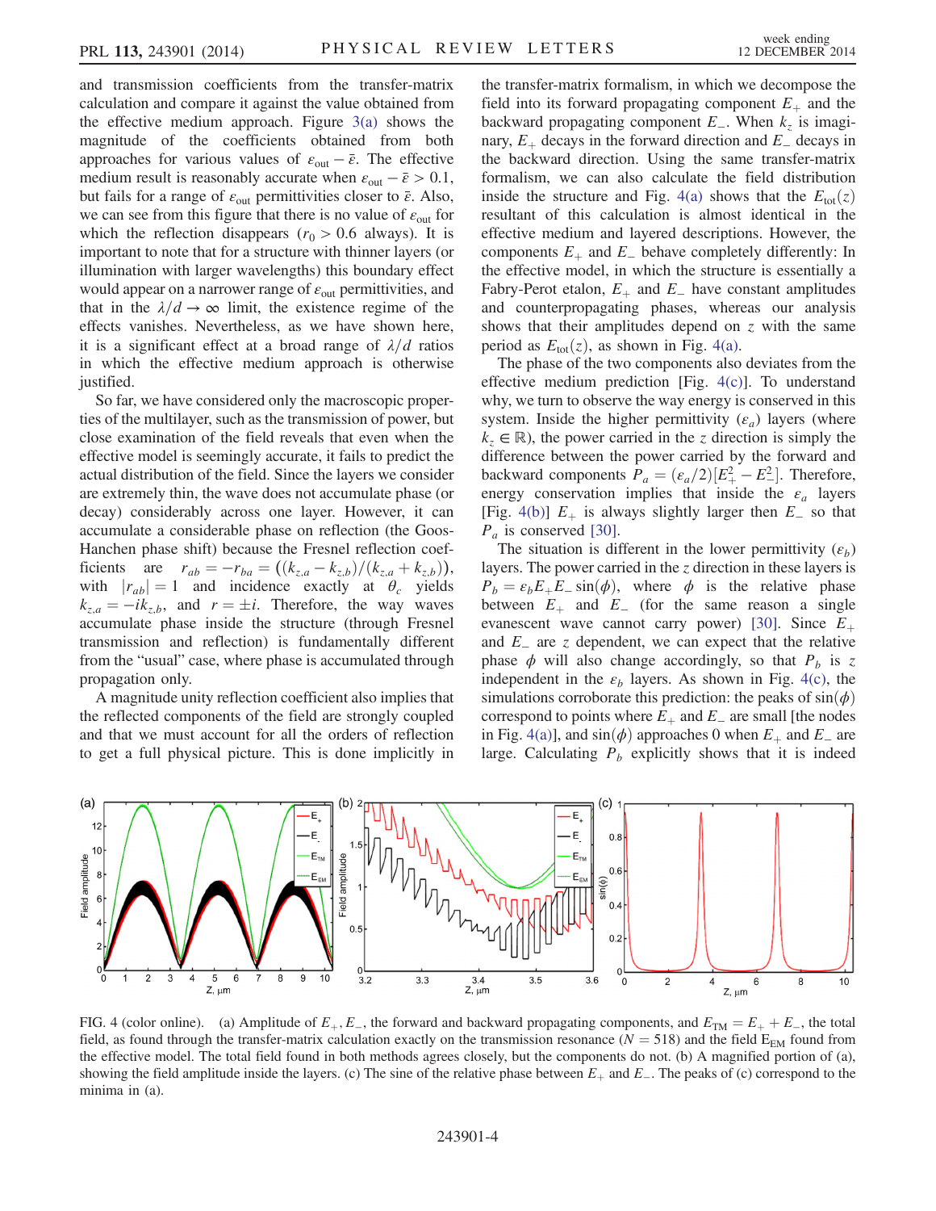and transmission coefficients from the transfer-matrix calculation and compare it against the value obtained from the effective medium approach. Figure 3(a) shows the magnitude of the coefficients obtained from both approaches for various values of $\varepsilon_{\text{out}} - \bar{\varepsilon}$. The effective medium result is reasonably accurate when $\varepsilon_{\text{out}} - \bar{\varepsilon} > 0.1$, but fails for a range of $\varepsilon_{\text{out}}$ permittivities closer to $\bar{\varepsilon}$. Also, we can see from this figure that there is no value of $\varepsilon_{\text{out}}$ for which the reflection disappears ($r_0 > 0.6$ always). It is important to note that for a structure with thinner layers (or illumination with larger wavelengths) this boundary effect would appear on a narrower range of $\varepsilon_{\text{out}}$ permittivities, and that in the $\lambda/d \to \infty$ limit, the existence regime of the effects vanishes. Nevertheless, as we have shown here, it is a significant effect at a broad range of $\lambda/d$ ratios in which the effective medium approach is otherwise justified.

So far, we have considered only the macroscopic properties of the multilayer, such as the transmission of power, but close examination of the field reveals that even when the effective model is seemingly accurate, it fails to predict the actual distribution of the field. Since the layers we consider are extremely thin, the wave does not accumulate phase (or decay) considerably across one layer. However, it can accumulate a considerable phase on reflection (the Goos-Hanchen phase shift) because the Fresnel reflection coefficients are $r_{ab} = -r_{ba} = ((k_{z,a} - k_{z,b})/(k_{z,a} + k_{z,b}))$, with $|r_{ab}| = 1$ and incidence exactly at $\theta_c$ yields $k_{z,a} = -ik_{z,b}$, and $r = \pm i$. Therefore, the way waves accumulate phase inside the structure (through Fresnel transmission and reflection) is fundamentally different from the "usual" case, where phase is accumulated through propagation only.

A magnitude unity reflection coefficient also implies that the reflected components of the field are strongly coupled and that we must account for all the orders of reflection to get a full physical picture. This is done implicitly in the transfer-matrix formalism, in which we decompose the field into its forward propagating component $E_+$ and the backward propagating component $E_-$. When $k_z$ is imaginary, $E_+$ decays in the forward direction and $E_-$ decays in the backward direction. Using the same transfer-matrix formalism, we can also calculate the field distribution inside the structure and Fig. 4(a) shows that the $E_{\text{tot}}(z)$ resultant of this calculation is almost identical in the effective medium and layered descriptions. However, the components $E_+$ and $E_-$ behave completely differently: In the effective model, in which the structure is essentially a Fabry-Perot etalon, $E_+$ and $E_-$ have constant amplitudes and counterpropagating phases, whereas our analysis shows that their amplitudes depend on $z$ with the same period as $E_{\text{tot}}(z)$, as shown in Fig. 4(a).

The phase of the two components also deviates from the effective medium prediction [Fig. 4(c)]. To understand why, we turn to observe the way energy is conserved in this system. Inside the higher permittivity ($\varepsilon_a$) layers (where $k_z \in \mathbb{R}$), the power carried in the $z$ direction is simply the difference between the power carried by the forward and backward components $P_a = (\varepsilon_a/2)[E_+^2 - E_-^2]$. Therefore, energy conservation implies that inside the $\varepsilon_a$ layers [Fig. 4(b)] $E_+$ is always slightly larger then $E_-$ so that $P_a$ is conserved [30].

The situation is different in the lower permittivity ($\varepsilon_b$) layers. The power carried in the $z$ direction in these layers is $P_b = \varepsilon_b E_+ E_- \sin(\phi)$, where $\phi$ is the relative phase between $E_+$ and $E_-$ (for the same reason a single evanescent wave cannot carry power) [30]. Since $E_+$ and $E_-$ are $z$ dependent, we can expect that the relative phase $\phi$ will also change accordingly, so that $P_b$ is $z$ independent in the $\varepsilon_b$ layers. As shown in Fig. 4(c), the simulations corroborate this prediction: the peaks of $\sin(\phi)$ correspond to points where $E_+$ and $E_-$ are small [the nodes in Fig. 4(a)], and $\sin(\phi)$ approaches 0 when $E_+$ and $E_-$ are large. Calculating $P_b$ explicitly shows that it is indeed

FIG. 4 (color online). (a) Amplitude of $E_+, E_-$, the forward and backward propagating components, and $E_{\text{TM}} = E_+ + E_-$, the total field, as found through the transfer-matrix calculation exactly on the transmission resonance ($N = 518$) and the field $E_{\text{EM}}$ found from the effective model. The total field found in both methods agrees closely, but the components do not. (b) A magnified portion of (a), showing the field amplitude inside the layers. (c) The sine of the relative phase between $E_+$ and $E_-$. The peaks of (c) correspond to the minima in (a).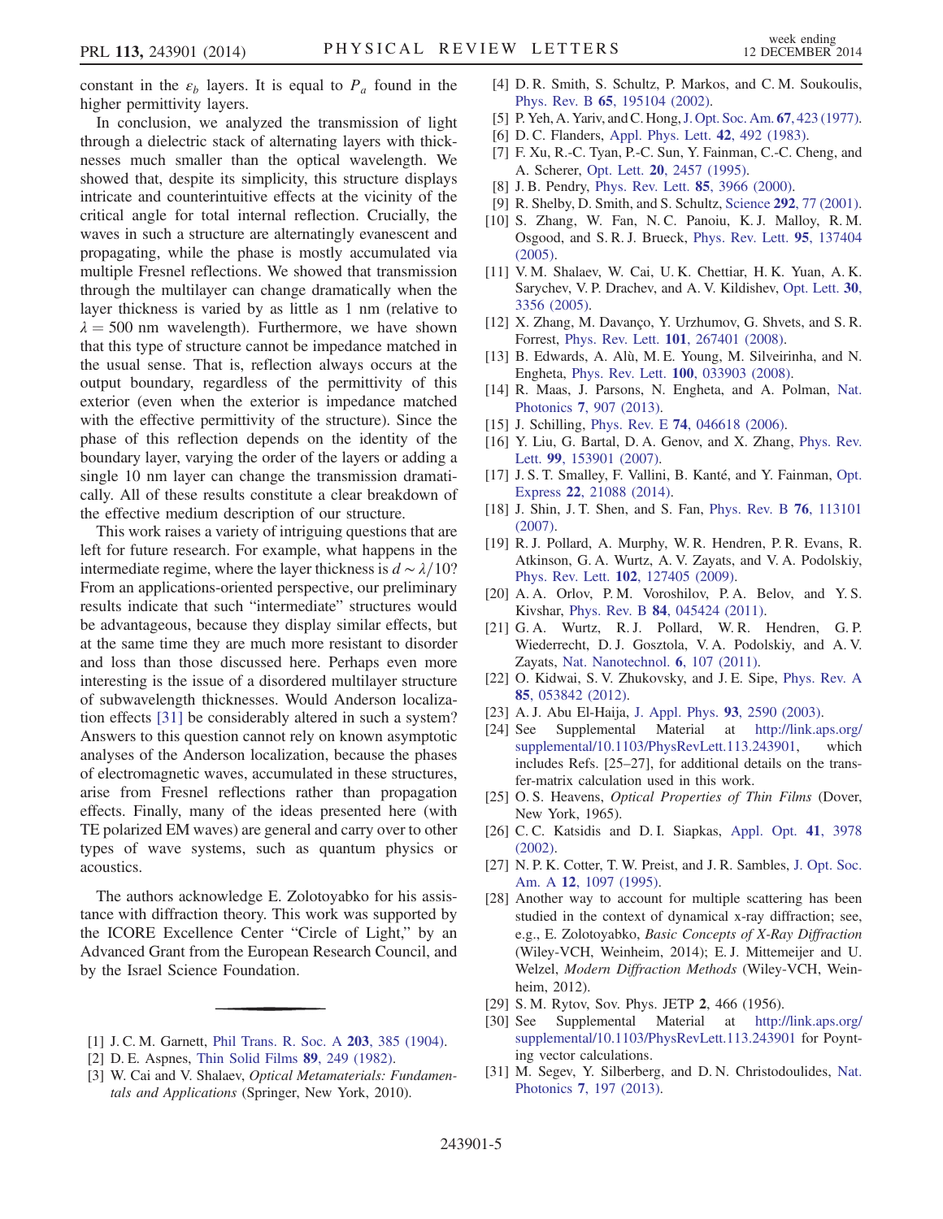constant in the $\varepsilon_b$ layers. It is equal to $P_a$ found in the higher permittivity layers.

In conclusion, we analyzed the transmission of light through a dielectric stack of alternating layers with thicknesses much smaller than the optical wavelength. We showed that, despite its simplicity, this structure displays intricate and counterintuitive effects at the vicinity of the critical angle for total internal reflection. Crucially, the waves in such a structure are alternatingly evanescent and propagating, while the phase is mostly accumulated via multiple Fresnel reflections. We showed that transmission through the multilayer can change dramatically when the layer thickness is varied by as little as 1 nm (relative to $\lambda = 500$ nm wavelength). Furthermore, we have shown that this type of structure cannot be impedance matched in the usual sense. That is, reflection always occurs at the output boundary, regardless of the permittivity of this exterior (even when the exterior is impedance matched with the effective permittivity of the structure). Since the phase of this reflection depends on the identity of the boundary layer, varying the order of the layers or adding a single 10 nm layer can change the transmission dramatically. All of these results constitute a clear breakdown of the effective medium description of our structure.

This work raises a variety of intriguing questions that are left for future research. For example, what happens in the intermediate regime, where the layer thickness is $d \sim \lambda/10$? From an applications-oriented perspective, our preliminary results indicate that such "intermediate" structures would be advantageous, because they display similar effects, but at the same time they are much more resistant to disorder and loss than those discussed here. Perhaps even more interesting is the issue of a disordered multilayer structure of subwavelength thicknesses. Would Anderson localization effects [31] be considerably altered in such a system? Answers to this question cannot rely on known asymptotic analyses of the Anderson localization, because the phases of electromagnetic waves, accumulated in these structures, arise from Fresnel reflections rather than propagation effects. Finally, many of the ideas presented here (with TE polarized EM waves) are general and carry over to other types of wave systems, such as quantum physics or acoustics.

The authors acknowledge E. Zolotoyabko for his assistance with diffraction theory. This work was supported by the ICORE Excellence Center "Circle of Light," by an Advanced Grant from the European Research Council, and by the Israel Science Foundation.

---

[1] J. C. M. Garnett, Phil Trans. R. Soc. A **203**, 385 (1904).

[2] D. E. Aspnes, Thin Solid Films **89**, 249 (1982).

[3] W. Cai and V. Shalaev, *Optical Metamaterials: Fundamentals and Applications* (Springer, New York, 2010).

[4] D. R. Smith, S. Schultz, P. Markos, and C. M. Soukoulis, Phys. Rev. B **65**, 195104 (2002).

[5] P. Yeh, A. Yariv, and C. Hong, J. Opt. Soc. Am. **67**, 423 (1977).

[6] D. C. Flanders, Appl. Phys. Lett. **42**, 492 (1983).

[7] F. Xu, R.-C. Tyan, P.-C. Sun, Y. Fainman, C.-C. Cheng, and A. Scherer, Opt. Lett. **20**, 2457 (1995).

[8] J. B. Pendry, Phys. Rev. Lett. **85**, 3966 (2000).

[9] R. Shelby, D. Smith, and S. Schultz, Science **292**, 77 (2001).

[10] S. Zhang, W. Fan, N. C. Panoiu, K. J. Malloy, R. M. Osgood, and S. R. J. Brueck, Phys. Rev. Lett. **95**, 137404 (2005).

[11] V. M. Shalaev, W. Cai, U. K. Chettiar, H. K. Yuan, A. K. Sarychev, V. P. Drachev, and A. V. Kildishev, Opt. Lett. **30**, 3356 (2005).

[12] X. Zhang, M. Davanço, Y. Urzhumov, G. Shvets, and S. R. Forrest, Phys. Rev. Lett. **101**, 267401 (2008).

[13] B. Edwards, A. Alù, M. E. Young, M. Silveirinha, and N. Engheta, Phys. Rev. Lett. **100**, 033903 (2008).

[14] R. Maas, J. Parsons, N. Engheta, and A. Polman, Nat. Photonics **7**, 907 (2013).

[15] J. Schilling, Phys. Rev. E **74**, 046618 (2006).

[16] Y. Liu, G. Bartal, D. A. Genov, and X. Zhang, Phys. Rev. Lett. **99**, 153901 (2007).

[17] J. S. T. Smalley, F. Vallini, B. Kanté, and Y. Fainman, Opt. Express **22**, 21088 (2014).

[18] J. Shin, J. T. Shen, and S. Fan, Phys. Rev. B **76**, 113101 (2007).

[19] R. J. Pollard, A. Murphy, W. R. Hendren, P. R. Evans, R. Atkinson, G. A. Wurtz, A. V. Zayats, and V. A. Podolskiy, Phys. Rev. Lett. **102**, 127405 (2009).

[20] A. A. Orlov, P. M. Voroshilov, P. A. Belov, and Y. S. Kivshar, Phys. Rev. B **84**, 045424 (2011).

[21] G. A. Wurtz, R. J. Pollard, W. R. Hendren, G. P. Wiederrecht, D. J. Gosztola, V. A. Podolskiy, and A. V. Zayats, Nat. Nanotechnol. **6**, 107 (2011).

[22] O. Kidwai, S. V. Zhukovsky, and J. E. Sipe, Phys. Rev. A **85**, 053842 (2012).

[23] A. J. Abu El-Haija, J. Appl. Phys. **93**, 2590 (2003).

[24] See Supplemental Material at http://link.aps.org/supplemental/10.1103/PhysRevLett.113.243901, which includes Refs. [25–27], for additional details on the transfer-matrix calculation used in this work.

[25] O. S. Heavens, *Optical Properties of Thin Films* (Dover, New York, 1965).

[26] C. C. Katsidis and D. I. Siapkas, Appl. Opt. **41**, 3978 (2002).

[27] N. P. K. Cotter, T. W. Preist, and J. R. Sambles, J. Opt. Soc. Am. A **12**, 1097 (1995).

[28] Another way to account for multiple scattering has been studied in the context of dynamical x-ray diffraction; see, e.g., E. Zolotoyabko, *Basic Concepts of X-Ray Diffraction* (Wiley-VCH, Weinheim, 2014); E. J. Mittemeijer and U. Welzel, *Modern Diffraction Methods* (Wiley-VCH, Weinheim, 2012).

[29] S. M. Rytov, Sov. Phys. JETP **2**, 466 (1956).

[30] See Supplemental Material at http://link.aps.org/supplemental/10.1103/PhysRevLett.113.243901 for Poynting vector calculations.

[31] M. Segev, Y. Silberberg, and D. N. Christodoulides, Nat. Photonics **7**, 197 (2013).